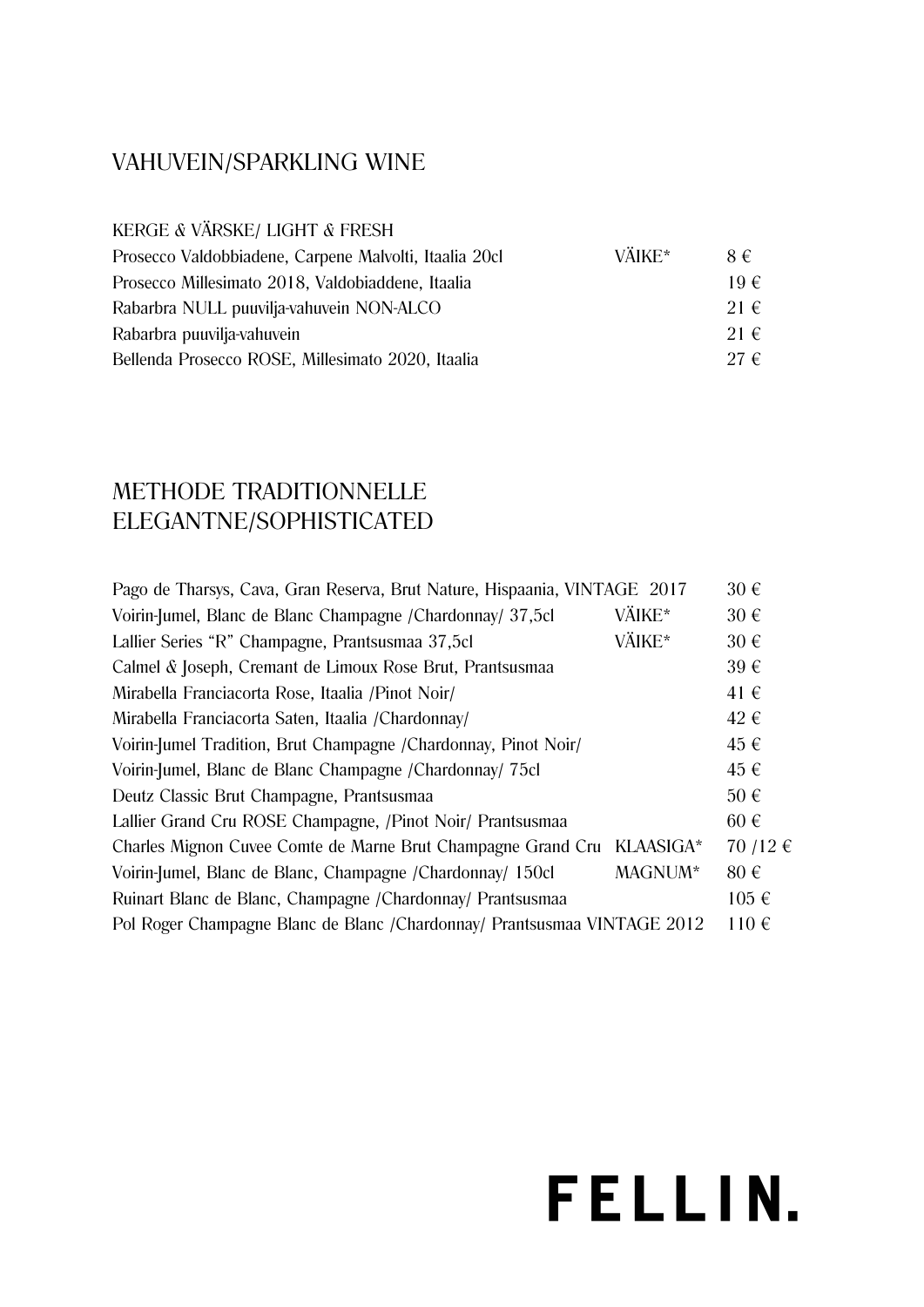# VAHUVEIN/SPARKLING WINE

## KERGE & VÄRSKE/ LIGHT & FRESH

| | | |
|---|---|---|
| Prosecco Valdobbiadene, Carpene Malvolti, Itaalia 20cl | VÄIKE* | 8 € |
| Prosecco Millesimato 2018, Valdobiaddene, Itaalia | | 19 € |
| Rabarbra NULL puuvilja-vahuvein NON-ALCO | | 21 € |
| Rabarbra puuvilja-vahuvein | | 21 € |
| Bellenda Prosecco ROSE, Millesimato 2020, Itaalia | | 27 € |

# METHODE TRADITIONNELLE ELEGANTNE/SOPHISTICATED

| | | |
|---|---|---|
| Pago de Tharsys, Cava, Gran Reserva, Brut Nature, Hispaania, VINTAGE 2017 | | 30 € |
| Voirin-Jumel, Blanc de Blanc Champagne /Chardonnay/ 37,5cl | VÄIKE* | 30 € |
| Lallier Series "R" Champagne, Prantsusmaa 37,5cl | VÄIKE* | 30 € |
| Calmel & Joseph, Cremant de Limoux Rose Brut, Prantsusmaa | | 39 € |
| Mirabella Franciacorta Rose, Itaalia /Pinot Noir/ | | 41 € |
| Mirabella Franciacorta Saten, Itaalia /Chardonnay/ | | 42 € |
| Voirin-Jumel Tradition, Brut Champagne /Chardonnay, Pinot Noir/ | | 45 € |
| Voirin-Jumel, Blanc de Blanc Champagne /Chardonnay/ 75cl | | 45 € |
| Deutz Classic Brut Champagne, Prantsusmaa | | 50 € |
| Lallier Grand Cru ROSE Champagne, /Pinot Noir/ Prantsusmaa | | 60 € |
| Charles Mignon Cuvee Comte de Marne Brut Champagne Grand Cru | KLAASIGA* | 70 /12 € |
| Voirin-Jumel, Blanc de Blanc, Champagne /Chardonnay/ 150cl | MAGNUM* | 80 € |
| Ruinart Blanc de Blanc, Champagne /Chardonnay/ Prantsusmaa | | 105 € |
| Pol Roger Champagne Blanc de Blanc /Chardonnay/ Prantsusmaa VINTAGE 2012 | | 110 € |

FELLIN.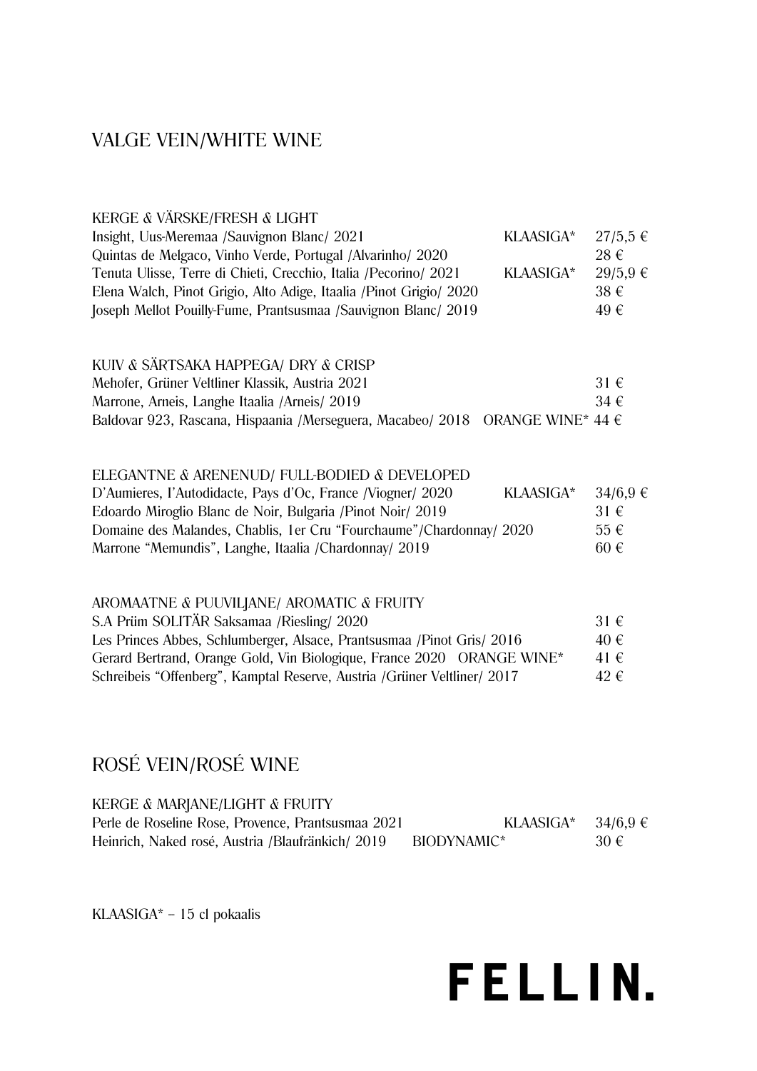## VALGE VEIN/WHITE WINE

### KERGE & VÄRSKE/FRESH & LIGHT

| | | |
|---|---|---|
| Insight, Uus-Meremaa /Sauvignon Blanc/ 2021 | KLAASIGA* | 27/5,5 € |
| Quintas de Melgaco, Vinho Verde, Portugal /Alvarinho/ 2020 | | 28 € |
| Tenuta Ulisse, Terre di Chieti, Crecchio, Italia /Pecorino/ 2021 | KLAASIGA* | 29/5,9 € |
| Elena Walch, Pinot Grigio, Alto Adige, Itaalia /Pinot Grigio/ 2020 | | 38 € |
| Joseph Mellot Pouilly-Fume, Prantsusmaa /Sauvignon Blanc/ 2019 | | 49 € |

### KUIV & SÄRTSAKA HAPPEGA/ DRY & CRISP

| | | |
|---|---|---|
| Mehofer, Grüner Veltliner Klassik, Austria 2021 | | 31 € |
| Marrone, Arneis, Langhe Itaalia /Arneis/ 2019 | | 34 € |
| Baldovar 923, Rascana, Hispaania /Merseguera, Macabeo/ 2018 | ORANGE WINE* | 44 € |

### ELEGANTNE & ARENENUD/ FULL-BODIED & DEVELOPED

| | | |
|---|---|---|
| D'Aumieres, l'Autodidacte, Pays d'Oc, France /Viogner/ 2020 | KLAASIGA* | 34/6,9 € |
| Edoardo Miroglio Blanc de Noir, Bulgaria /Pinot Noir/ 2019 | | 31 € |
| Domaine des Malandes, Chablis, 1er Cru "Fourchaume"/Chardonnay/ 2020 | | 55 € |
| Marrone "Memundis", Langhe, Itaalia /Chardonnay/ 2019 | | 60 € |

### AROMAATNE & PUUVILJANE/ AROMATIC & FRUITY

| | | |
|---|---|---|
| S.A Prüm SOLITÄR Saksamaa /Riesling/ 2020 | | 31 € |
| Les Princes Abbes, Schlumberger, Alsace, Prantsusmaa /Pinot Gris/ 2016 | | 40 € |
| Gerard Bertrand, Orange Gold, Vin Biologique, France 2020 | ORANGE WINE* | 41 € |
| Schreibeis "Offenberg", Kamptal Reserve, Austria /Grüner Veltliner/ 2017 | | 42 € |

## ROSÉ VEIN/ROSÉ WINE

### KERGE & MARJANE/LIGHT & FRUITY

| | | |
|---|---|---|
| Perle de Roseline Rose, Provence, Prantsusmaa 2021 | KLAASIGA* | 34/6,9 € |
| Heinrich, Naked rosé, Austria /Blaufränkich/ 2019 | BIODYNAMIC* | 30 € |

KLAASIGA* – 15 cl pokaalis

**FELLIN.**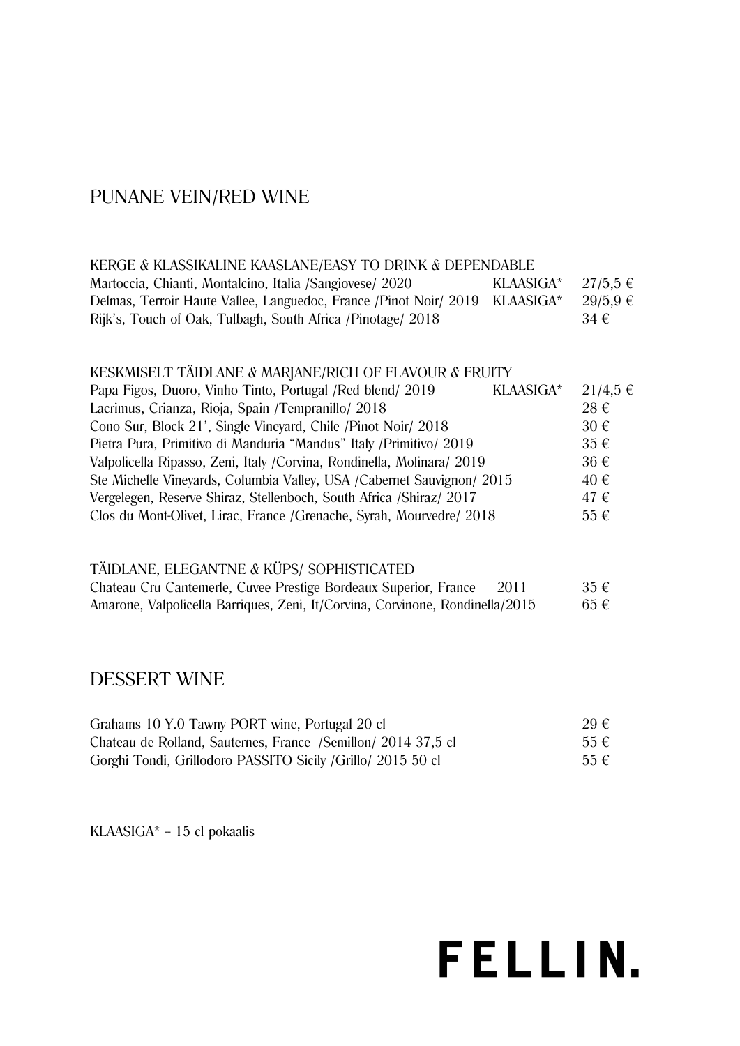## PUNANE VEIN/RED WINE

### KERGE & KLASSIKALINE KAASLANE/EASY TO DRINK & DEPENDABLE

| | | |
|---|---|---|
| Martoccia, Chianti, Montalcino, Italia /Sangiovese/ 2020 | KLAASIGA* | 27/5,5 € |
| Delmas, Terroir Haute Vallee, Languedoc, France /Pinot Noir/ 2019 | KLAASIGA* | 29/5,9 € |
| Rijk's, Touch of Oak, Tulbagh, South Africa /Pinotage/ 2018 | | 34 € |

### KESKMISELT TÄIDLANE & MARJANE/RICH OF FLAVOUR & FRUITY

| | | |
|---|---|---|
| Papa Figos, Duoro, Vinho Tinto, Portugal /Red blend/ 2019 | KLAASIGA* | 21/4,5 € |
| Lacrimus, Crianza, Rioja, Spain /Tempranillo/ 2018 | | 28 € |
| Cono Sur, Block 21', Single Vineyard, Chile /Pinot Noir/ 2018 | | 30 € |
| Pietra Pura, Primitivo di Manduria "Mandus" Italy /Primitivo/ 2019 | | 35 € |
| Valpolicella Ripasso, Zeni, Italy /Corvina, Rondinella, Molinara/ 2019 | | 36 € |
| Ste Michelle Vineyards, Columbia Valley, USA /Cabernet Sauvignon/ 2015 | | 40 € |
| Vergelegen, Reserve Shiraz, Stellenboch, South Africa /Shiraz/ 2017 | | 47 € |
| Clos du Mont-Olivet, Lirac, France /Grenache, Syrah, Mourvedre/ 2018 | | 55 € |

### TÄIDLANE, ELEGANTNE & KÜPS/ SOPHISTICATED

| | | |
|---|---|---|
| Chateau Cru Cantemerle, Cuvee Prestige Bordeaux Superior, France 2011 | | 35 € |
| Amarone, Valpolicella Barriques, Zeni, It/Corvina, Corvinone, Rondinella/2015 | | 65 € |

## DESSERT WINE

| | |
|---|---|
| Grahams 10 Y.0 Tawny PORT wine, Portugal 20 cl | 29 € |
| Chateau de Rolland, Sauternes, France /Semillon/ 2014 37,5 cl | 55 € |
| Gorghi Tondi, Grillodoro PASSITO Sicily /Grillo/ 2015 50 cl | 55 € |

KLAASIGA* – 15 cl pokaalis

FELLIN.